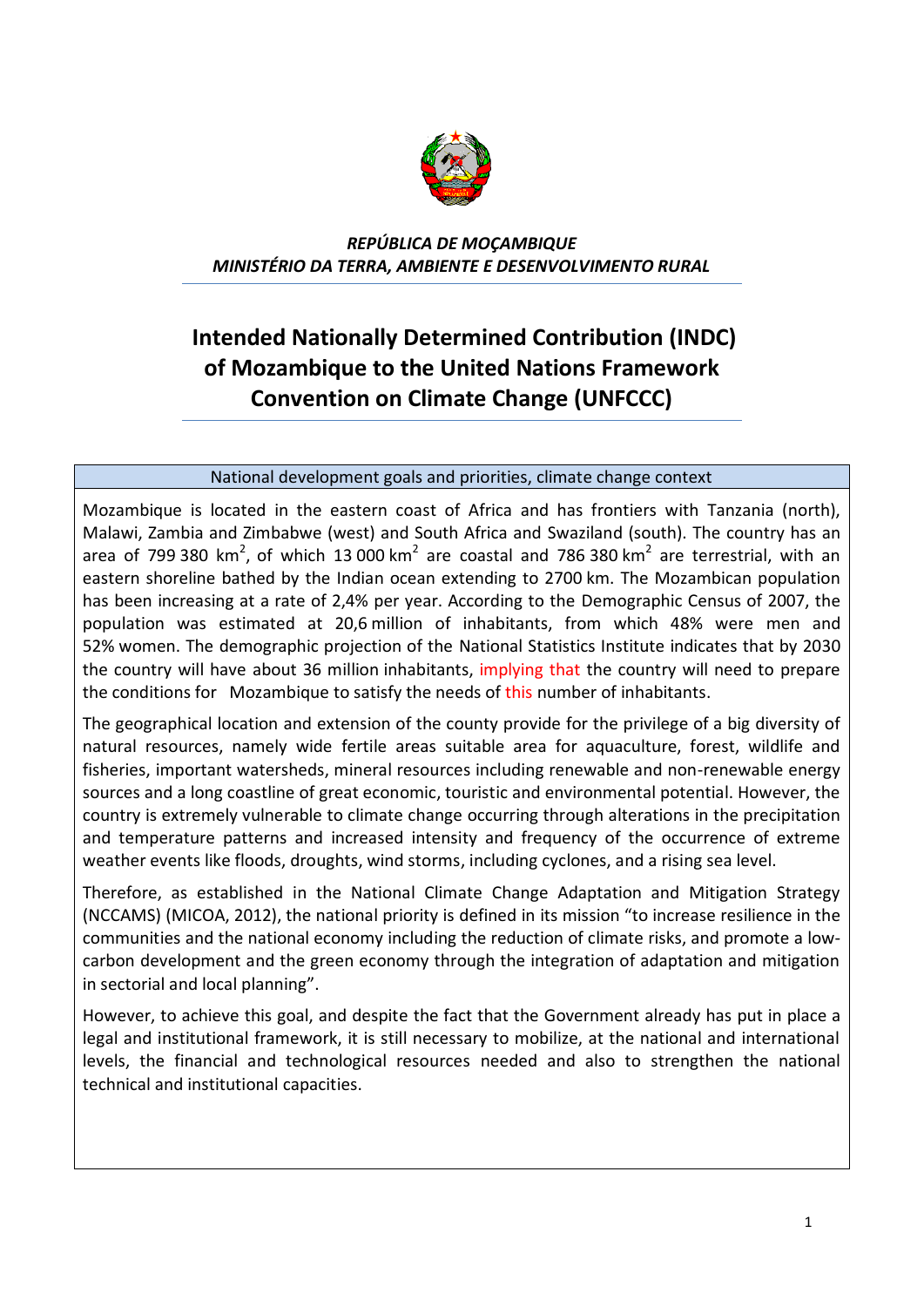*REPÚBLICA DE MOÇAMBIQUE*
*MINISTÉRIO DA TERRA, AMBIENTE E DESENVOLVIMENTO RURAL*

# Intended Nationally Determined Contribution (INDC) of Mozambique to the United Nations Framework Convention on Climate Change (UNFCCC)

## National development goals and priorities, climate change context

Mozambique is located in the eastern coast of Africa and has frontiers with Tanzania (north), Malawi, Zambia and Zimbabwe (west) and South Africa and Swaziland (south). The country has an area of 799 380 km$^2$, of which 13 000 km$^2$ are coastal and 786 380 km$^2$ are terrestrial, with an eastern shoreline bathed by the Indian ocean extending to 2700 km. The Mozambican population has been increasing at a rate of 2,4% per year. According to the Demographic Census of 2007, the population was estimated at 20,6 million of inhabitants, from which 48% were men and 52% women. The demographic projection of the National Statistics Institute indicates that by 2030 the country will have about 36 million inhabitants, implying that the country will need to prepare the conditions for Mozambique to satisfy the needs of this number of inhabitants.

The geographical location and extension of the county provide for the privilege of a big diversity of natural resources, namely wide fertile areas suitable area for aquaculture, forest, wildlife and fisheries, important watersheds, mineral resources including renewable and non-renewable energy sources and a long coastline of great economic, touristic and environmental potential. However, the country is extremely vulnerable to climate change occurring through alterations in the precipitation and temperature patterns and increased intensity and frequency of the occurrence of extreme weather events like floods, droughts, wind storms, including cyclones, and a rising sea level.

Therefore, as established in the National Climate Change Adaptation and Mitigation Strategy (NCCAMS) (MICOA, 2012), the national priority is defined in its mission "to increase resilience in the communities and the national economy including the reduction of climate risks, and promote a low-carbon development and the green economy through the integration of adaptation and mitigation in sectorial and local planning".

However, to achieve this goal, and despite the fact that the Government already has put in place a legal and institutional framework, it is still necessary to mobilize, at the national and international levels, the financial and technological resources needed and also to strengthen the national technical and institutional capacities.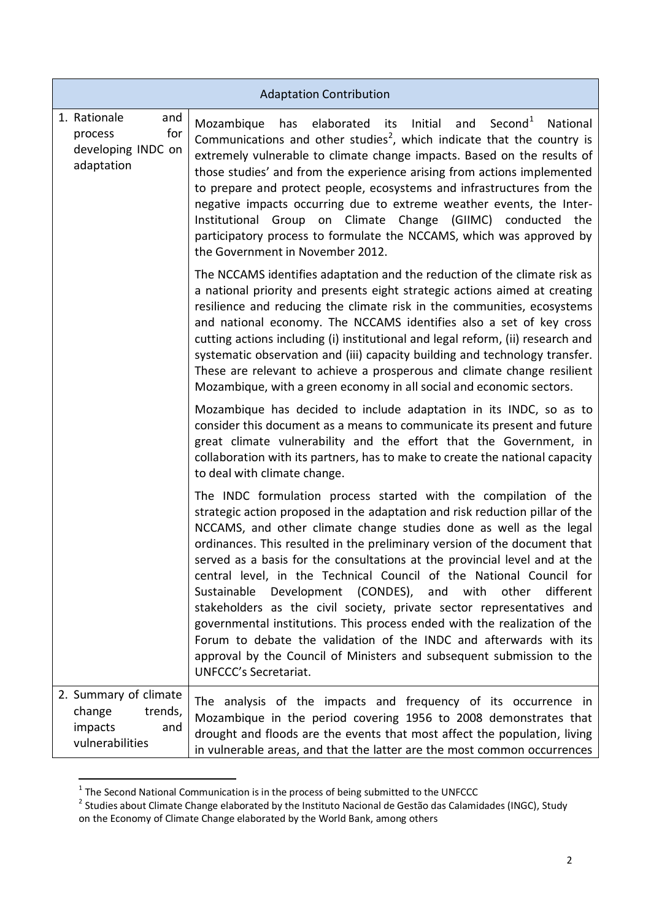| Adaptation Contribution | |
|---|---|
| 1. Rationale and process for developing INDC on adaptation | Mozambique has elaborated its Initial and Second[1] National Communications and other studies[2], which indicate that the country is extremely vulnerable to climate change impacts. Based on the results of those studies' and from the experience arising from actions implemented to prepare and protect people, ecosystems and infrastructures from the negative impacts occurring due to extreme weather events, the Inter-Institutional Group on Climate Change (GIIMC) conducted the participatory process to formulate the NCCAMS, which was approved by the Government in November 2012.<br><br>The NCCAMS identifies adaptation and the reduction of the climate risk as a national priority and presents eight strategic actions aimed at creating resilience and reducing the climate risk in the communities, ecosystems and national economy. The NCCAMS identifies also a set of key cross cutting actions including (i) institutional and legal reform, (ii) research and systematic observation and (iii) capacity building and technology transfer. These are relevant to achieve a prosperous and climate change resilient Mozambique, with a green economy in all social and economic sectors.<br><br>Mozambique has decided to include adaptation in its INDC, so as to consider this document as a means to communicate its present and future great climate vulnerability and the effort that the Government, in collaboration with its partners, has to make to create the national capacity to deal with climate change.<br><br>The INDC formulation process started with the compilation of the strategic action proposed in the adaptation and risk reduction pillar of the NCCAMS, and other climate change studies done as well as the legal ordinances. This resulted in the preliminary version of the document that served as a basis for the consultations at the provincial level and at the central level, in the Technical Council of the National Council for Sustainable Development (CONDES), and with other different stakeholders as the civil society, private sector representatives and governmental institutions. This process ended with the realization of the Forum to debate the validation of the INDC and afterwards with its approval by the Council of Ministers and subsequent submission to the UNFCCC's Secretariat. |
| 2. Summary of climate change trends, impacts and vulnerabilities | The analysis of the impacts and frequency of its occurrence in Mozambique in the period covering 1956 to 2008 demonstrates that drought and floods are the events that most affect the population, living in vulnerable areas, and that the latter are the most common occurrences |

[1] The Second National Communication is in the process of being submitted to the UNFCCC

[2] Studies about Climate Change elaborated by the Instituto Nacional de Gestão das Calamidades (INGC), Study on the Economy of Climate Change elaborated by the World Bank, among others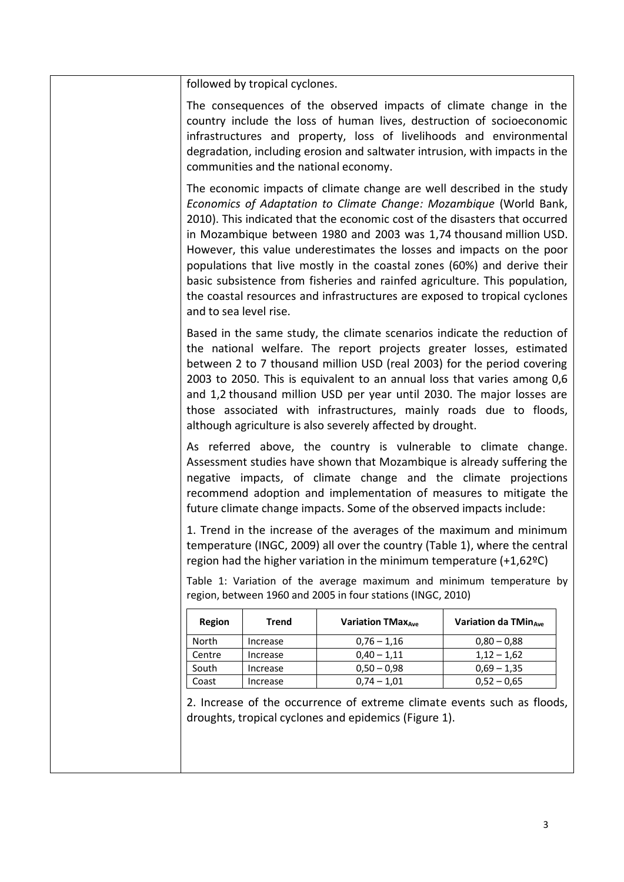followed by tropical cyclones.

The consequences of the observed impacts of climate change in the country include the loss of human lives, destruction of socioeconomic infrastructures and property, loss of livelihoods and environmental degradation, including erosion and saltwater intrusion, with impacts in the communities and the national economy.

The economic impacts of climate change are well described in the study *Economics of Adaptation to Climate Change: Mozambique* (World Bank, 2010). This indicated that the economic cost of the disasters that occurred in Mozambique between 1980 and 2003 was 1,74 thousand million USD. However, this value underestimates the losses and impacts on the poor populations that live mostly in the coastal zones (60%) and derive their basic subsistence from fisheries and rainfed agriculture. This population, the coastal resources and infrastructures are exposed to tropical cyclones and to sea level rise.

Based in the same study, the climate scenarios indicate the reduction of the national welfare. The report projects greater losses, estimated between 2 to 7 thousand million USD (real 2003) for the period covering 2003 to 2050. This is equivalent to an annual loss that varies among 0,6 and 1,2 thousand million USD per year until 2030. The major losses are those associated with infrastructures, mainly roads due to floods, although agriculture is also severely affected by drought.

As referred above, the country is vulnerable to climate change. Assessment studies have shown that Mozambique is already suffering the negative impacts, of climate change and the climate projections recommend adoption and implementation of measures to mitigate the future climate change impacts. Some of the observed impacts include:

1. Trend in the increase of the averages of the maximum and minimum temperature (INGC, 2009) all over the country (Table 1), where the central region had the higher variation in the minimum temperature (+1,62ºC)

Table 1: Variation of the average maximum and minimum temperature by region, between 1960 and 2005 in four stations (INGC, 2010)

| Region | Trend | Variation $TMax_{Ave}$ | Variation da $TMin_{Ave}$ |
|---|---|---|---|
| North | Increase | 0,76 – 1,16 | 0,80 – 0,88 |
| Centre | Increase | 0,40 – 1,11 | 1,12 – 1,62 |
| South | Increase | 0,50 – 0,98 | 0,69 – 1,35 |
| Coast | Increase | 0,74 – 1,01 | 0,52 – 0,65 |

2. Increase of the occurrence of extreme climate events such as floods, droughts, tropical cyclones and epidemics (Figure 1).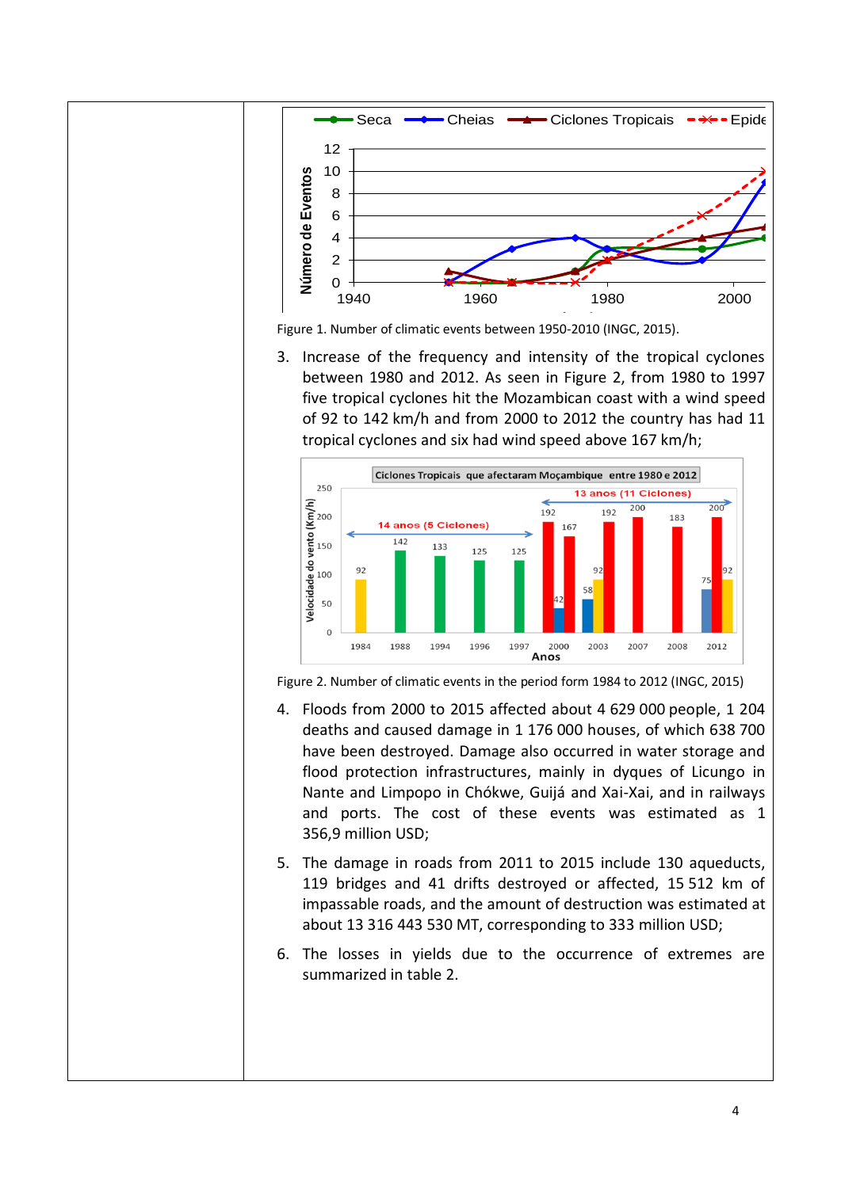Figure 1. Number of climatic events between 1950-2010 (INGC, 2015).

3. Increase of the frequency and intensity of the tropical cyclones between 1980 and 2012. As seen in Figure 2, from 1980 to 1997 five tropical cyclones hit the Mozambican coast with a wind speed of 92 to 142 km/h and from 2000 to 2012 the country has had 11 tropical cyclones and six had wind speed above 167 km/h;

Figure 2. Number of climatic events in the period form 1984 to 2012 (INGC, 2015)

4. Floods from 2000 to 2015 affected about 4 629 000 people, 1 204 deaths and caused damage in 1 176 000 houses, of which 638 700 have been destroyed. Damage also occurred in water storage and flood protection infrastructures, mainly in dyques of Licungo in Nante and Limpopo in Chókwe, Guijá and Xai-Xai, and in railways and ports. The cost of these events was estimated as 1 356,9 million USD;

5. The damage in roads from 2011 to 2015 include 130 aqueducts, 119 bridges and 41 drifts destroyed or affected, 15 512 km of impassable roads, and the amount of destruction was estimated at about 13 316 443 530 MT, corresponding to 333 million USD;

6. The losses in yields due to the occurrence of extremes are summarized in table 2.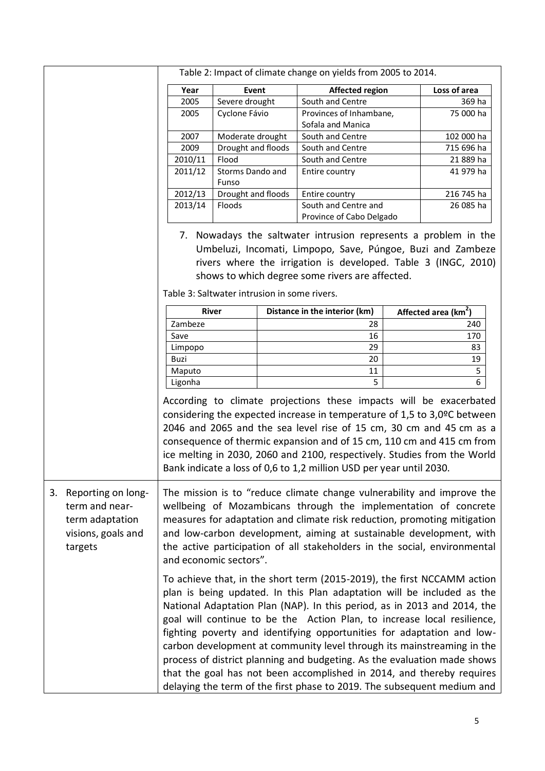Table 2: Impact of climate change on yields from 2005 to 2014.

| Year | Event | Affected region | Loss of area |
|---|---|---|---|
| 2005 | Severe drought | South and Centre | 369 ha |
| 2005 | Cyclone Fávio | Provinces of Inhambane, Sofala and Manica | 75 000 ha |
| 2007 | Moderate drought | South and Centre | 102 000 ha |
| 2009 | Drought and floods | South and Centre | 715 696 ha |
| 2010/11 | Flood | South and Centre | 21 889 ha |
| 2011/12 | Storms Dando and Funso | Entire country | 41 979 ha |
| 2012/13 | Drought and floods | Entire country | 216 745 ha |
| 2013/14 | Floods | South and Centre and Province of Cabo Delgado | 26 085 ha |

7. Nowadays the saltwater intrusion represents a problem in the Umbeluzi, Incomati, Limpopo, Save, Púngoe, Buzi and Zambeze rivers where the irrigation is developed. Table 3 (INGC, 2010) shows to which degree some rivers are affected.

Table 3: Saltwater intrusion in some rivers.

| River | Distance in the interior (km) | Affected area ($km^2$) |
|---|---|---|
| Zambeze | 28 | 240 |
| Save | 16 | 170 |
| Limpopo | 29 | 83 |
| Buzi | 20 | 19 |
| Maputo | 11 | 5 |
| Ligonha | 5 | 6 |

According to climate projections these impacts will be exacerbated considering the expected increase in temperature of 1,5 to 3,0ºC between 2046 and 2065 and the sea level rise of 15 cm, 30 cm and 45 cm as a consequence of thermic expansion and of 15 cm, 110 cm and 415 cm from ice melting in 2030, 2060 and 2100, respectively. Studies from the World Bank indicate a loss of 0,6 to 1,2 million USD per year until 2030.

3. Reporting on long-term and near-term adaptation visions, goals and targets

The mission is to "reduce climate change vulnerability and improve the wellbeing of Mozambicans through the implementation of concrete measures for adaptation and climate risk reduction, promoting mitigation and low-carbon development, aiming at sustainable development, with the active participation of all stakeholders in the social, environmental and economic sectors".

To achieve that, in the short term (2015-2019), the first NCCAMM action plan is being updated. In this Plan adaptation will be included as the National Adaptation Plan (NAP). In this period, as in 2013 and 2014, the goal will continue to be the Action Plan, to increase local resilience, fighting poverty and identifying opportunities for adaptation and low-carbon development at community level through its mainstreaming in the process of district planning and budgeting. As the evaluation made shows that the goal has not been accomplished in 2014, and thereby requires delaying the term of the first phase to 2019. The subsequent medium and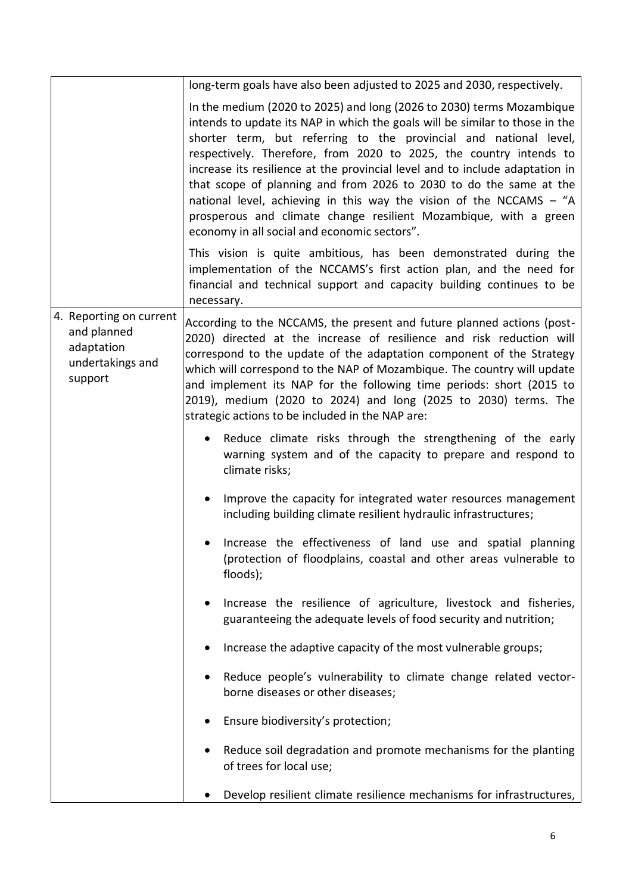| | |
|---|---|
| | long-term goals have also been adjusted to 2025 and 2030, respectively.<br><br>In the medium (2020 to 2025) and long (2026 to 2030) terms Mozambique intends to update its NAP in which the goals will be similar to those in the shorter term, but referring to the provincial and national level, respectively. Therefore, from 2020 to 2025, the country intends to increase its resilience at the provincial level and to include adaptation in that scope of planning and from 2026 to 2030 to do the same at the national level, achieving in this way the vision of the NCCAMS – "A prosperous and climate change resilient Mozambique, with a green economy in all social and economic sectors".<br><br>This vision is quite ambitious, has been demonstrated during the implementation of the NCCAMS's first action plan, and the need for financial and technical support and capacity building continues to be necessary. |
| 4. Reporting on current and planned adaptation undertakings and support | According to the NCCAMS, the present and future planned actions (post-2020) directed at the increase of resilience and risk reduction will correspond to the update of the adaptation component of the Strategy which will correspond to the NAP of Mozambique. The country will update and implement its NAP for the following time periods: short (2015 to 2019), medium (2020 to 2024) and long (2025 to 2030) terms. The strategic actions to be included in the NAP are:<br><br>• Reduce climate risks through the strengthening of the early warning system and of the capacity to prepare and respond to climate risks;<br><br>• Improve the capacity for integrated water resources management including building climate resilient hydraulic infrastructures;<br><br>• Increase the effectiveness of land use and spatial planning (protection of floodplains, coastal and other areas vulnerable to floods);<br><br>• Increase the resilience of agriculture, livestock and fisheries, guaranteeing the adequate levels of food security and nutrition;<br><br>• Increase the adaptive capacity of the most vulnerable groups;<br><br>• Reduce people's vulnerability to climate change related vector-borne diseases or other diseases;<br><br>• Ensure biodiversity's protection;<br><br>• Reduce soil degradation and promote mechanisms for the planting of trees for local use;<br><br>• Develop resilient climate resilience mechanisms for infrastructures, |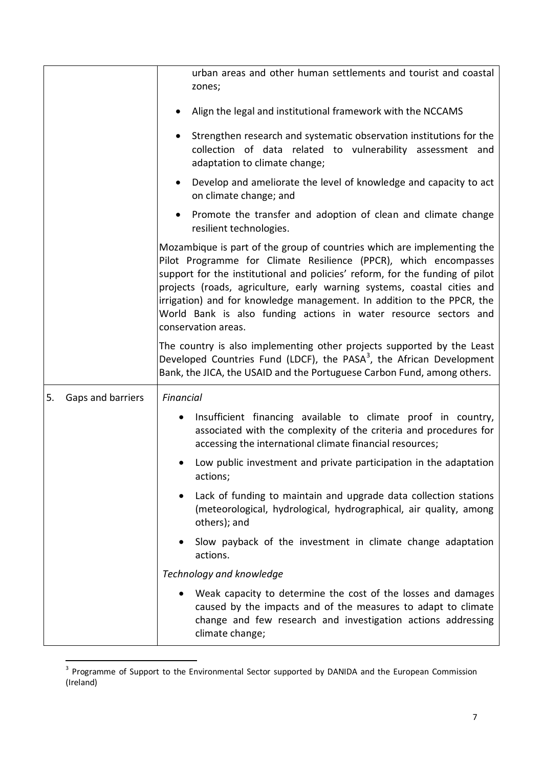| | |
|---|---|
| | urban areas and other human settlements and tourist and coastal zones;<br>• Align the legal and institutional framework with the NCCAMS<br>• Strengthen research and systematic observation institutions for the collection of data related to vulnerability assessment and adaptation to climate change;<br>• Develop and ameliorate the level of knowledge and capacity to act on climate change; and<br>• Promote the transfer and adoption of clean and climate change resilient technologies.<br><br>Mozambique is part of the group of countries which are implementing the Pilot Programme for Climate Resilience (PPCR), which encompasses support for the institutional and policies' reform, for the funding of pilot projects (roads, agriculture, early warning systems, coastal cities and irrigation) and for knowledge management. In addition to the PPCR, the World Bank is also funding actions in water resource sectors and conservation areas.<br><br>The country is also implementing other projects supported by the Least Developed Countries Fund (LDCF), the PASA[3], the African Development Bank, the JICA, the USAID and the Portuguese Carbon Fund, among others. |
| 5. Gaps and barriers | *Financial*<br>• Insufficient financing available to climate proof in country, associated with the complexity of the criteria and procedures for accessing the international climate financial resources;<br>• Low public investment and private participation in the adaptation actions;<br>• Lack of funding to maintain and upgrade data collection stations (meteorological, hydrological, hydrographical, air quality, among others); and<br>• Slow payback of the investment in climate change adaptation actions.<br><br>*Technology and knowledge*<br>• Weak capacity to determine the cost of the losses and damages caused by the impacts and of the measures to adapt to climate change and few research and investigation actions addressing climate change; |

[3] Programme of Support to the Environmental Sector supported by DANIDA and the European Commission (Ireland)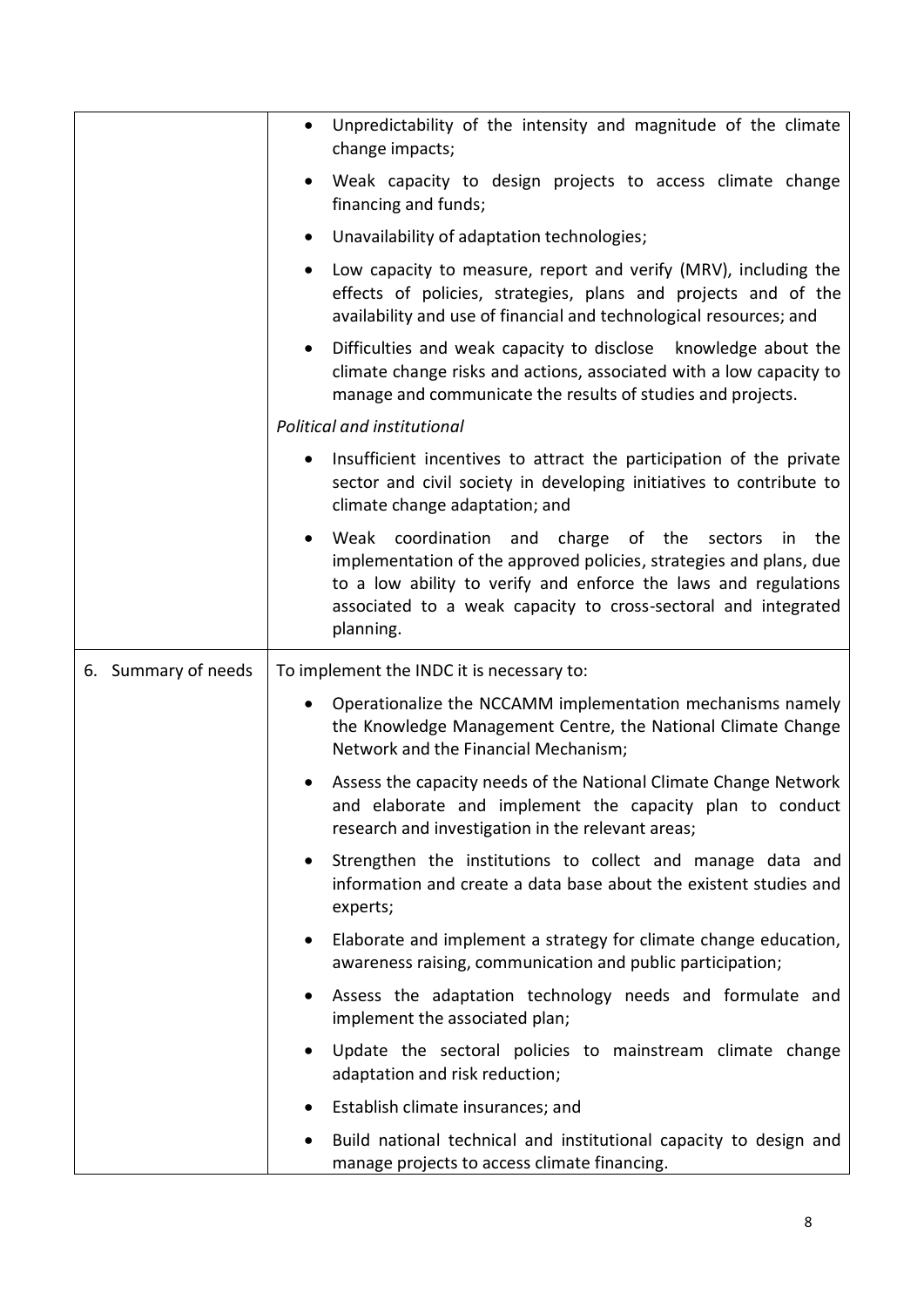| | |
|---|---|
| | • Unpredictability of the intensity and magnitude of the climate change impacts;<br>• Weak capacity to design projects to access climate change financing and funds;<br>• Unavailability of adaptation technologies;<br>• Low capacity to measure, report and verify (MRV), including the effects of policies, strategies, plans and projects and of the availability and use of financial and technological resources; and<br>• Difficulties and weak capacity to disclose knowledge about the climate change risks and actions, associated with a low capacity to manage and communicate the results of studies and projects.<br>*Political and institutional*<br>• Insufficient incentives to attract the participation of the private sector and civil society in developing initiatives to contribute to climate change adaptation; and<br>• Weak coordination and charge of the sectors in the implementation of the approved policies, strategies and plans, due to a low ability to verify and enforce the laws and regulations associated to a weak capacity to cross-sectoral and integrated planning. |
| 6. Summary of needs | To implement the INDC it is necessary to:<br>• Operationalize the NCCAMM implementation mechanisms namely the Knowledge Management Centre, the National Climate Change Network and the Financial Mechanism;<br>• Assess the capacity needs of the National Climate Change Network and elaborate and implement the capacity plan to conduct research and investigation in the relevant areas;<br>• Strengthen the institutions to collect and manage data and information and create a data base about the existent studies and experts;<br>• Elaborate and implement a strategy for climate change education, awareness raising, communication and public participation;<br>• Assess the adaptation technology needs and formulate and implement the associated plan;<br>• Update the sectoral policies to mainstream climate change adaptation and risk reduction;<br>• Establish climate insurances; and<br>• Build national technical and institutional capacity to design and manage projects to access climate financing. |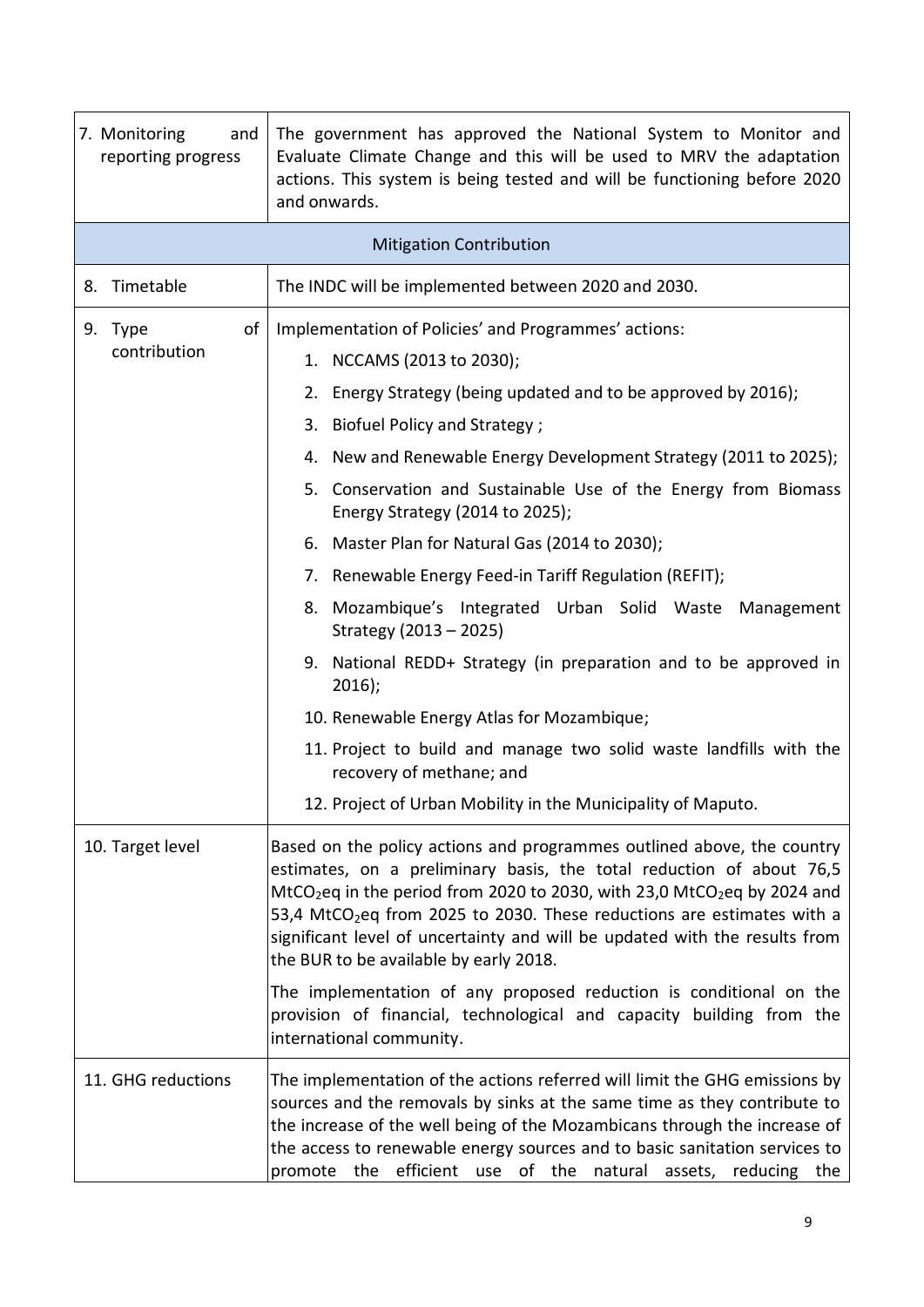| | |
|---|---|
| 7. Monitoring and reporting progress | The government has approved the National System to Monitor and Evaluate Climate Change and this will be used to MRV the adaptation actions. This system is being tested and will be functioning before 2020 and onwards. |
| **Mitigation Contribution** | |
| 8. Timetable | The INDC will be implemented between 2020 and 2030. |
| 9. Type of contribution | Implementation of Policies' and Programmes' actions:<br>1. NCCAMS (2013 to 2030);<br>2. Energy Strategy (being updated and to be approved by 2016);<br>3. Biofuel Policy and Strategy ;<br>4. New and Renewable Energy Development Strategy (2011 to 2025);<br>5. Conservation and Sustainable Use of the Energy from Biomass Energy Strategy (2014 to 2025);<br>6. Master Plan for Natural Gas (2014 to 2030);<br>7. Renewable Energy Feed-in Tariff Regulation (REFIT);<br>8. Mozambique's Integrated Urban Solid Waste Management Strategy (2013 – 2025)<br>9. National REDD+ Strategy (in preparation and to be approved in 2016);<br>10. Renewable Energy Atlas for Mozambique;<br>11. Project to build and manage two solid waste landfills with the recovery of methane; and<br>12. Project of Urban Mobility in the Municipality of Maputo. |
| 10. Target level | Based on the policy actions and programmes outlined above, the country estimates, on a preliminary basis, the total reduction of about 76,5 $MtCO_2eq$ in the period from 2020 to 2030, with 23,0 $MtCO_2eq$ by 2024 and 53,4 $MtCO_2eq$ from 2025 to 2030. These reductions are estimates with a significant level of uncertainty and will be updated with the results from the BUR to be available by early 2018.<br><br>The implementation of any proposed reduction is conditional on the provision of financial, technological and capacity building from the international community. |
| 11. GHG reductions | The implementation of the actions referred will limit the GHG emissions by sources and the removals by sinks at the same time as they contribute to the increase of the well being of the Mozambicans through the increase of the access to renewable energy sources and to basic sanitation services to promote the efficient use of the natural assets, reducing the |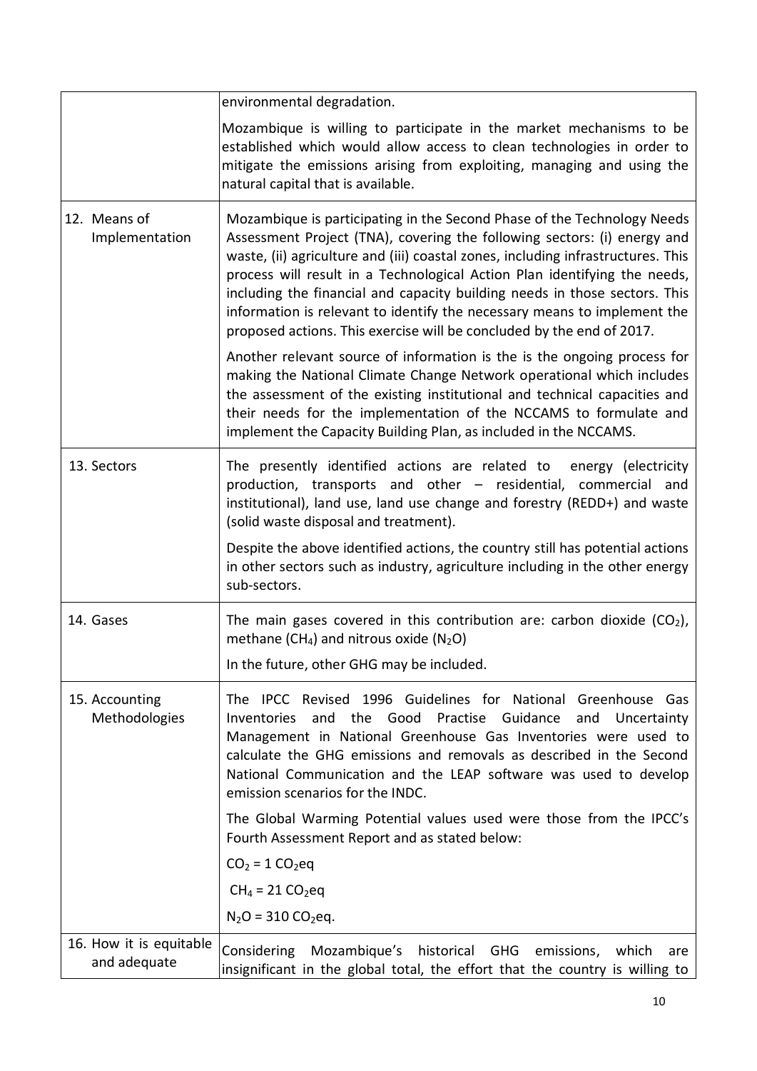| | |
|---|---|
| | environmental degradation.<br><br>Mozambique is willing to participate in the market mechanisms to be established which would allow access to clean technologies in order to mitigate the emissions arising from exploiting, managing and using the natural capital that is available. |
| 12. Means of Implementation | Mozambique is participating in the Second Phase of the Technology Needs Assessment Project (TNA), covering the following sectors: (i) energy and waste, (ii) agriculture and (iii) coastal zones, including infrastructures. This process will result in a Technological Action Plan identifying the needs, including the financial and capacity building needs in those sectors. This information is relevant to identify the necessary means to implement the proposed actions. This exercise will be concluded by the end of 2017.<br><br>Another relevant source of information is the is the ongoing process for making the National Climate Change Network operational which includes the assessment of the existing institutional and technical capacities and their needs for the implementation of the NCCAMS to formulate and implement the Capacity Building Plan, as included in the NCCAMS. |
| 13. Sectors | The presently identified actions are related to energy (electricity production, transports and other – residential, commercial and institutional), land use, land use change and forestry (REDD+) and waste (solid waste disposal and treatment).<br><br>Despite the above identified actions, the country still has potential actions in other sectors such as industry, agriculture including in the other energy sub-sectors. |
| 14. Gases | The main gases covered in this contribution are: carbon dioxide ($CO_2$), methane ($CH_4$) and nitrous oxide ($N_2O$)<br><br>In the future, other GHG may be included. |
| 15. Accounting Methodologies | The IPCC Revised 1996 Guidelines for National Greenhouse Gas Inventories and the Good Practise Guidance and Uncertainty Management in National Greenhouse Gas Inventories were used to calculate the GHG emissions and removals as described in the Second National Communication and the LEAP software was used to develop emission scenarios for the INDC.<br><br>The Global Warming Potential values used were those from the IPCC's Fourth Assessment Report and as stated below:<br><br>$CO_2$ = 1 $CO_2$eq<br><br>$CH_4$ = 21 $CO_2$eq<br><br>$N_2O$ = 310 $CO_2$eq. |
| 16. How it is equitable and adequate | Considering Mozambique's historical GHG emissions, which are insignificant in the global total, the effort that the country is willing to |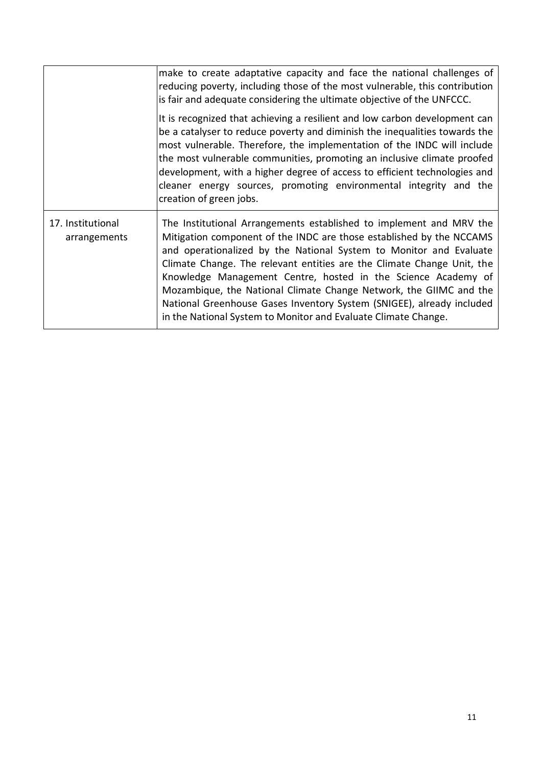| | |
|---|---|
| | make to create adaptative capacity and face the national challenges of reducing poverty, including those of the most vulnerable, this contribution is fair and adequate considering the ultimate objective of the UNFCCC.<br><br>It is recognized that achieving a resilient and low carbon development can be a catalyser to reduce poverty and diminish the inequalities towards the most vulnerable. Therefore, the implementation of the INDC will include the most vulnerable communities, promoting an inclusive climate proofed development, with a higher degree of access to efficient technologies and cleaner energy sources, promoting environmental integrity and the creation of green jobs. |
| 17. Institutional arrangements | The Institutional Arrangements established to implement and MRV the Mitigation component of the INDC are those established by the NCCAMS and operationalized by the National System to Monitor and Evaluate Climate Change. The relevant entities are the Climate Change Unit, the Knowledge Management Centre, hosted in the Science Academy of Mozambique, the National Climate Change Network, the GIIMC and the National Greenhouse Gases Inventory System (SNIGEE), already included in the National System to Monitor and Evaluate Climate Change. |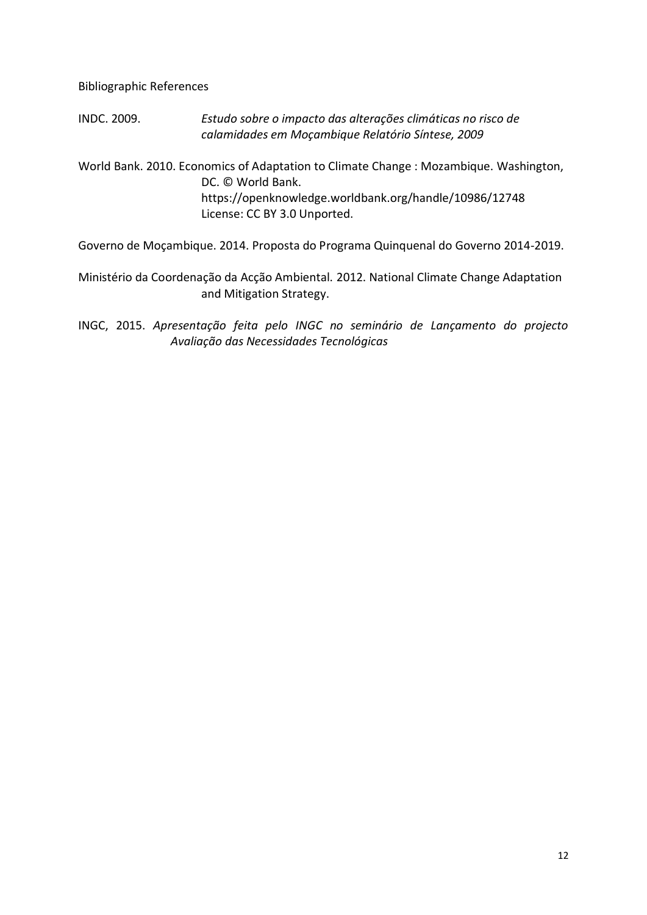Bibliographic References

INDC. 2009. *Estudo sobre o impacto das alterações climáticas no risco de calamidades em Moçambique Relatório Síntese, 2009*

World Bank. 2010. Economics of Adaptation to Climate Change : Mozambique. Washington, DC. © World Bank. https://openknowledge.worldbank.org/handle/10986/12748 License: CC BY 3.0 Unported.

Governo de Moçambique. 2014. Proposta do Programa Quinquenal do Governo 2014-2019.

Ministério da Coordenação da Acção Ambiental. 2012. National Climate Change Adaptation and Mitigation Strategy.

INGC, 2015. *Apresentação feita pelo INGC no seminário de Lançamento do projecto Avaliação das Necessidades Tecnológicas*